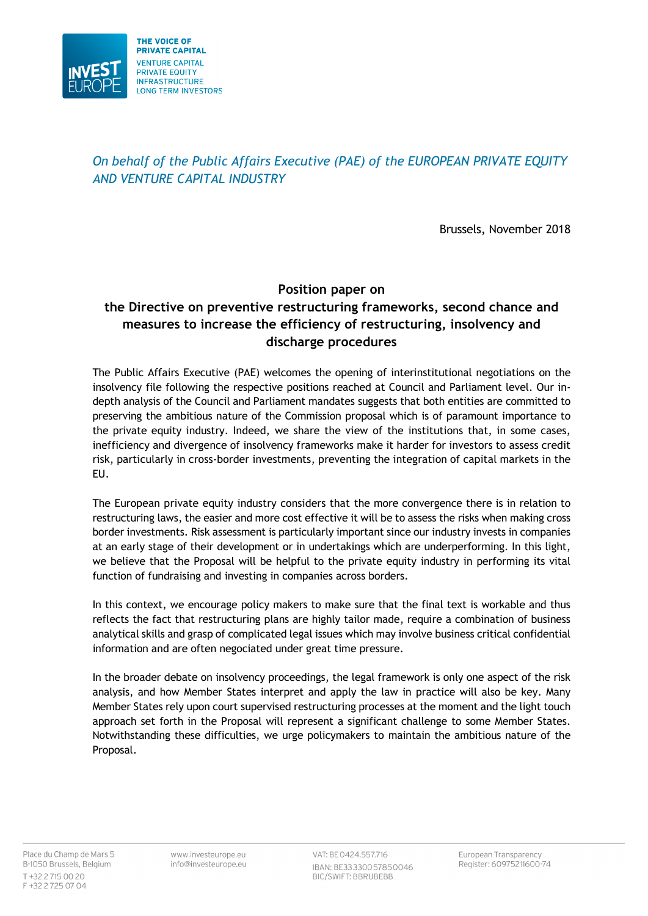THE VOICE OF PRIVATE CAPITAL
VENTURE CAPITAL
PRIVATE EQUITY
INFRASTRUCTURE
LONG TERM INVESTORS

*On behalf of the Public Affairs Executive (PAE) of the EUROPEAN PRIVATE EQUITY AND VENTURE CAPITAL INDUSTRY*

Brussels, November 2018

## Position paper on the Directive on preventive restructuring frameworks, second chance and measures to increase the efficiency of restructuring, insolvency and discharge procedures

The Public Affairs Executive (PAE) welcomes the opening of interinstitutional negotiations on the insolvency file following the respective positions reached at Council and Parliament level. Our in-depth analysis of the Council and Parliament mandates suggests that both entities are committed to preserving the ambitious nature of the Commission proposal which is of paramount importance to the private equity industry. Indeed, we share the view of the institutions that, in some cases, inefficiency and divergence of insolvency frameworks make it harder for investors to assess credit risk, particularly in cross-border investments, preventing the integration of capital markets in the EU.

The European private equity industry considers that the more convergence there is in relation to restructuring laws, the easier and more cost effective it will be to assess the risks when making cross border investments. Risk assessment is particularly important since our industry invests in companies at an early stage of their development or in undertakings which are underperforming. In this light, we believe that the Proposal will be helpful to the private equity industry in performing its vital function of fundraising and investing in companies across borders.

In this context, we encourage policy makers to make sure that the final text is workable and thus reflects the fact that restructuring plans are highly tailor made, require a combination of business analytical skills and grasp of complicated legal issues which may involve business critical confidential information and are often negociated under great time pressure.

In the broader debate on insolvency proceedings, the legal framework is only one aspect of the risk analysis, and how Member States interpret and apply the law in practice will also be key. Many Member States rely upon court supervised restructuring processes at the moment and the light touch approach set forth in the Proposal will represent a significant challenge to some Member States. Notwithstanding these difficulties, we urge policymakers to maintain the ambitious nature of the Proposal.

Place du Champ de Mars 5
B-1050 Brussels, Belgium
T +32 2 715 00 20
F +32 2 725 07 04

www.investeurope.eu
info@investeurope.eu

VAT: BE 0424.557.716
IBAN: BE33330057850046
BIC/SWIFT: BBRUBEBB

European Transparency Register: 60975211600-74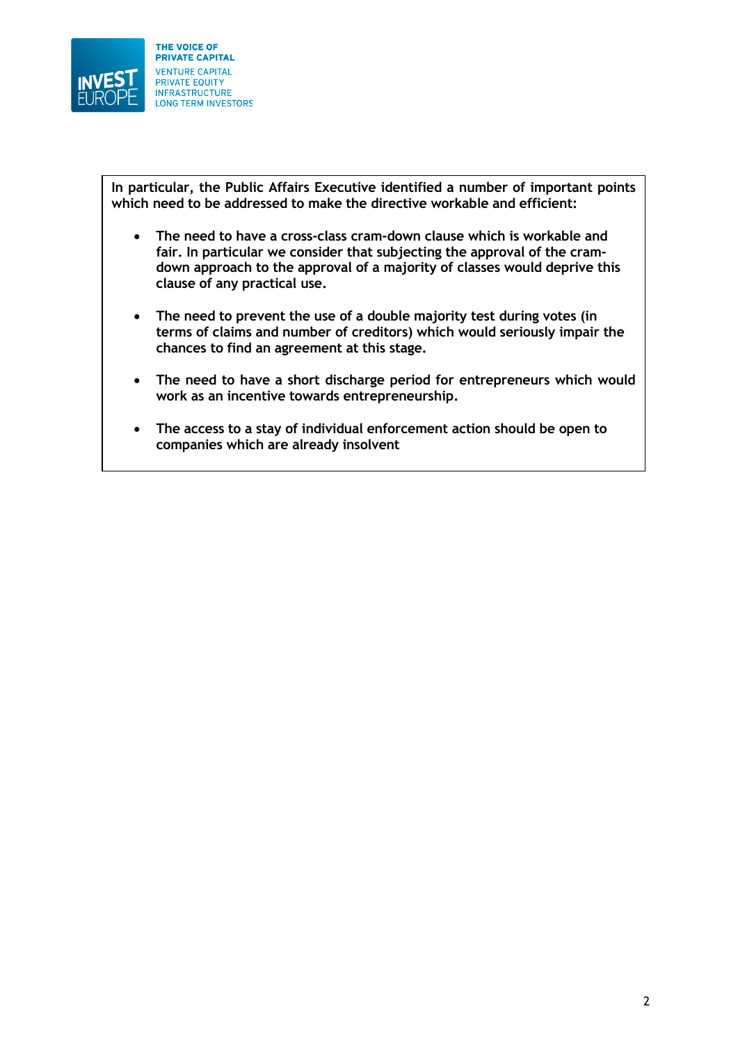**In particular, the Public Affairs Executive identified a number of important points which need to be addressed to make the directive workable and efficient:**

- **The need to have a cross-class cram-down clause which is workable and fair. In particular we consider that subjecting the approval of the cram-down approach to the approval of a majority of classes would deprive this clause of any practical use.**

- **The need to prevent the use of a double majority test during votes (in terms of claims and number of creditors) which would seriously impair the chances to find an agreement at this stage.**

- **The need to have a short discharge period for entrepreneurs which would work as an incentive towards entrepreneurship.**

- **The access to a stay of individual enforcement action should be open to companies which are already insolvent**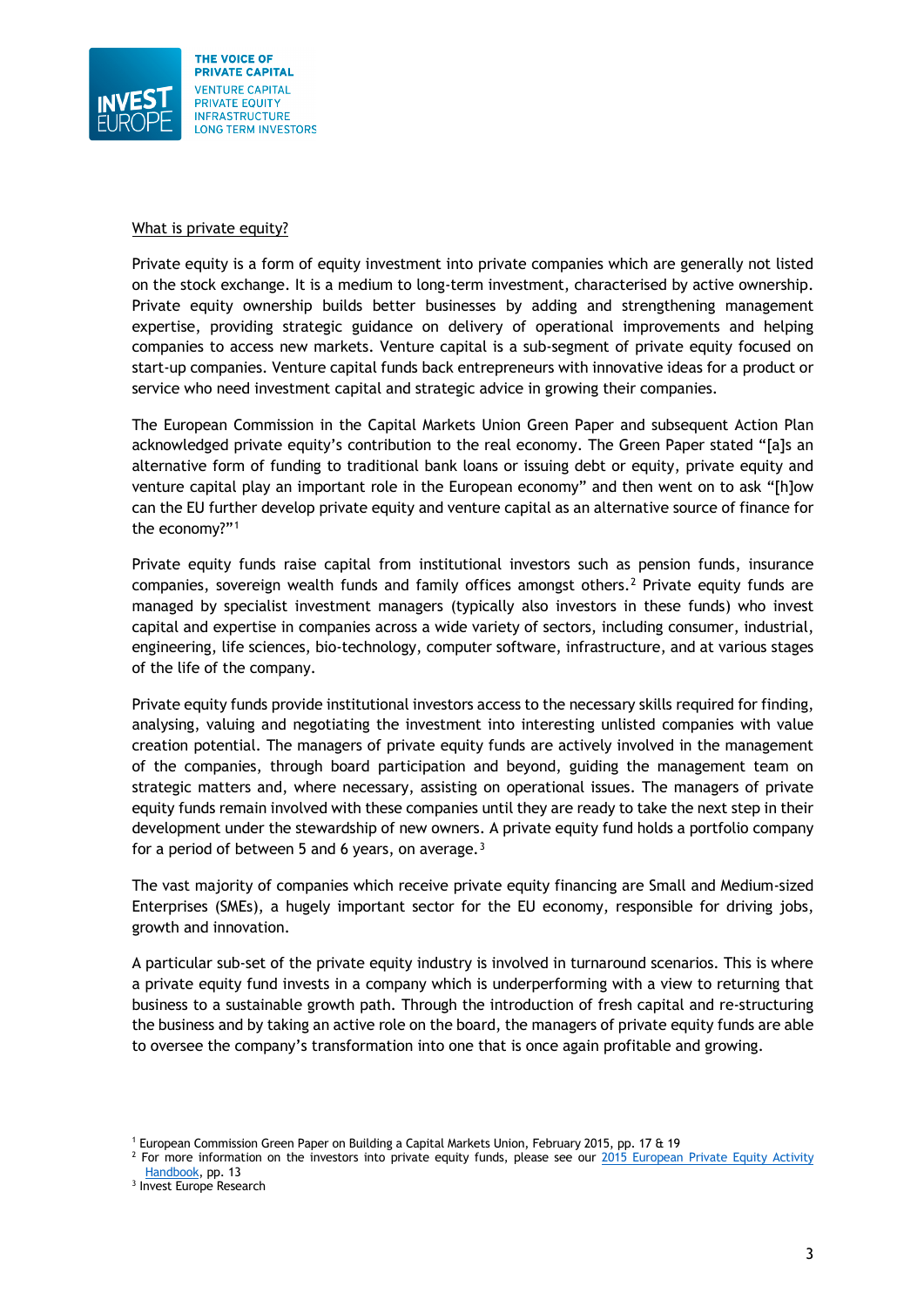## What is private equity?

Private equity is a form of equity investment into private companies which are generally not listed on the stock exchange. It is a medium to long-term investment, characterised by active ownership. Private equity ownership builds better businesses by adding and strengthening management expertise, providing strategic guidance on delivery of operational improvements and helping companies to access new markets. Venture capital is a sub-segment of private equity focused on start-up companies. Venture capital funds back entrepreneurs with innovative ideas for a product or service who need investment capital and strategic advice in growing their companies.

The European Commission in the Capital Markets Union Green Paper and subsequent Action Plan acknowledged private equity's contribution to the real economy. The Green Paper stated "[a]s an alternative form of funding to traditional bank loans or issuing debt or equity, private equity and venture capital play an important role in the European economy" and then went on to ask "[h]ow can the EU further develop private equity and venture capital as an alternative source of finance for the economy?"[1]

Private equity funds raise capital from institutional investors such as pension funds, insurance companies, sovereign wealth funds and family offices amongst others.[2] Private equity funds are managed by specialist investment managers (typically also investors in these funds) who invest capital and expertise in companies across a wide variety of sectors, including consumer, industrial, engineering, life sciences, bio-technology, computer software, infrastructure, and at various stages of the life of the company.

Private equity funds provide institutional investors access to the necessary skills required for finding, analysing, valuing and negotiating the investment into interesting unlisted companies with value creation potential. The managers of private equity funds are actively involved in the management of the companies, through board participation and beyond, guiding the management team on strategic matters and, where necessary, assisting on operational issues. The managers of private equity funds remain involved with these companies until they are ready to take the next step in their development under the stewardship of new owners. A private equity fund holds a portfolio company for a period of between 5 and 6 years, on average.[3]

The vast majority of companies which receive private equity financing are Small and Medium-sized Enterprises (SMEs), a hugely important sector for the EU economy, responsible for driving jobs, growth and innovation.

A particular sub-set of the private equity industry is involved in turnaround scenarios. This is where a private equity fund invests in a company which is underperforming with a view to returning that business to a sustainable growth path. Through the introduction of fresh capital and re-structuring the business and by taking an active role on the board, the managers of private equity funds are able to oversee the company's transformation into one that is once again profitable and growing.

---

[1] European Commission Green Paper on Building a Capital Markets Union, February 2015, pp. 17 & 19

[2] For more information on the investors into private equity funds, please see our 2015 European Private Equity Activity Handbook, pp. 13

[3] Invest Europe Research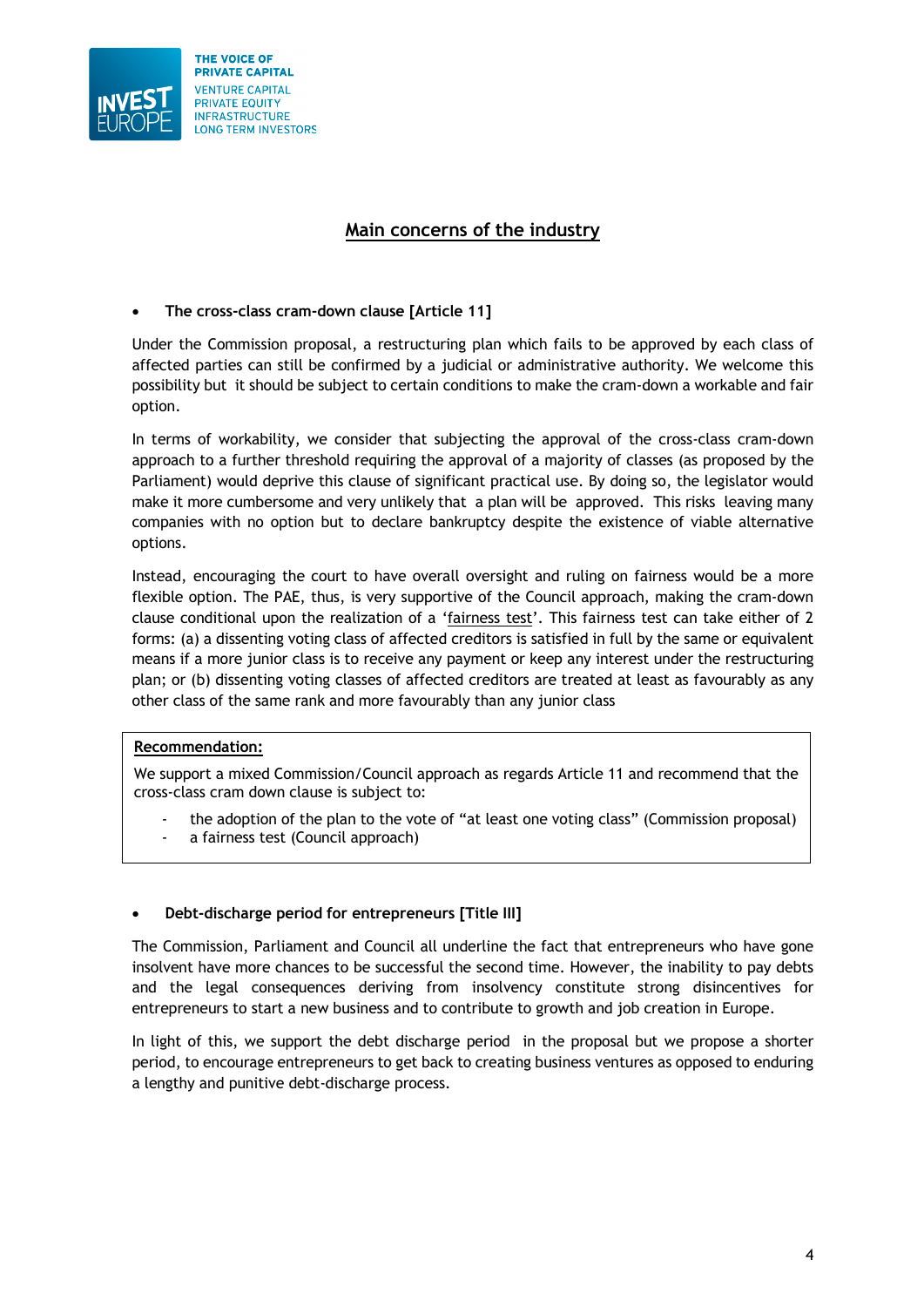## Main concerns of the industry

- **The cross-class cram-down clause [Article 11]**

Under the Commission proposal, a restructuring plan which fails to be approved by each class of affected parties can still be confirmed by a judicial or administrative authority. We welcome this possibility but it should be subject to certain conditions to make the cram-down a workable and fair option.

In terms of workability, we consider that subjecting the approval of the cross-class cram-down approach to a further threshold requiring the approval of a majority of classes (as proposed by the Parliament) would deprive this clause of significant practical use. By doing so, the legislator would make it more cumbersome and very unlikely that a plan will be approved. This risks leaving many companies with no option but to declare bankruptcy despite the existence of viable alternative options.

Instead, encouraging the court to have overall oversight and ruling on fairness would be a more flexible option. The PAE, thus, is very supportive of the Council approach, making the cram-down clause conditional upon the realization of a '<u>fairness test</u>'. This fairness test can take either of 2 forms: (a) a dissenting voting class of affected creditors is satisfied in full by the same or equivalent means if a more junior class is to receive any payment or keep any interest under the restructuring plan; or (b) dissenting voting classes of affected creditors are treated at least as favourably as any other class of the same rank and more favourably than any junior class

> **<u>Recommendation:</u>**
>
> We support a mixed Commission/Council approach as regards Article 11 and recommend that the cross-class cram down clause is subject to:
>
> - the adoption of the plan to the vote of "at least one voting class" (Commission proposal)
> - a fairness test (Council approach)

- **Debt-discharge period for entrepreneurs [Title III]**

The Commission, Parliament and Council all underline the fact that entrepreneurs who have gone insolvent have more chances to be successful the second time. However, the inability to pay debts and the legal consequences deriving from insolvency constitute strong disincentives for entrepreneurs to start a new business and to contribute to growth and job creation in Europe.

In light of this, we support the debt discharge period in the proposal but we propose a shorter period, to encourage entrepreneurs to get back to creating business ventures as opposed to enduring a lengthy and punitive debt-discharge process.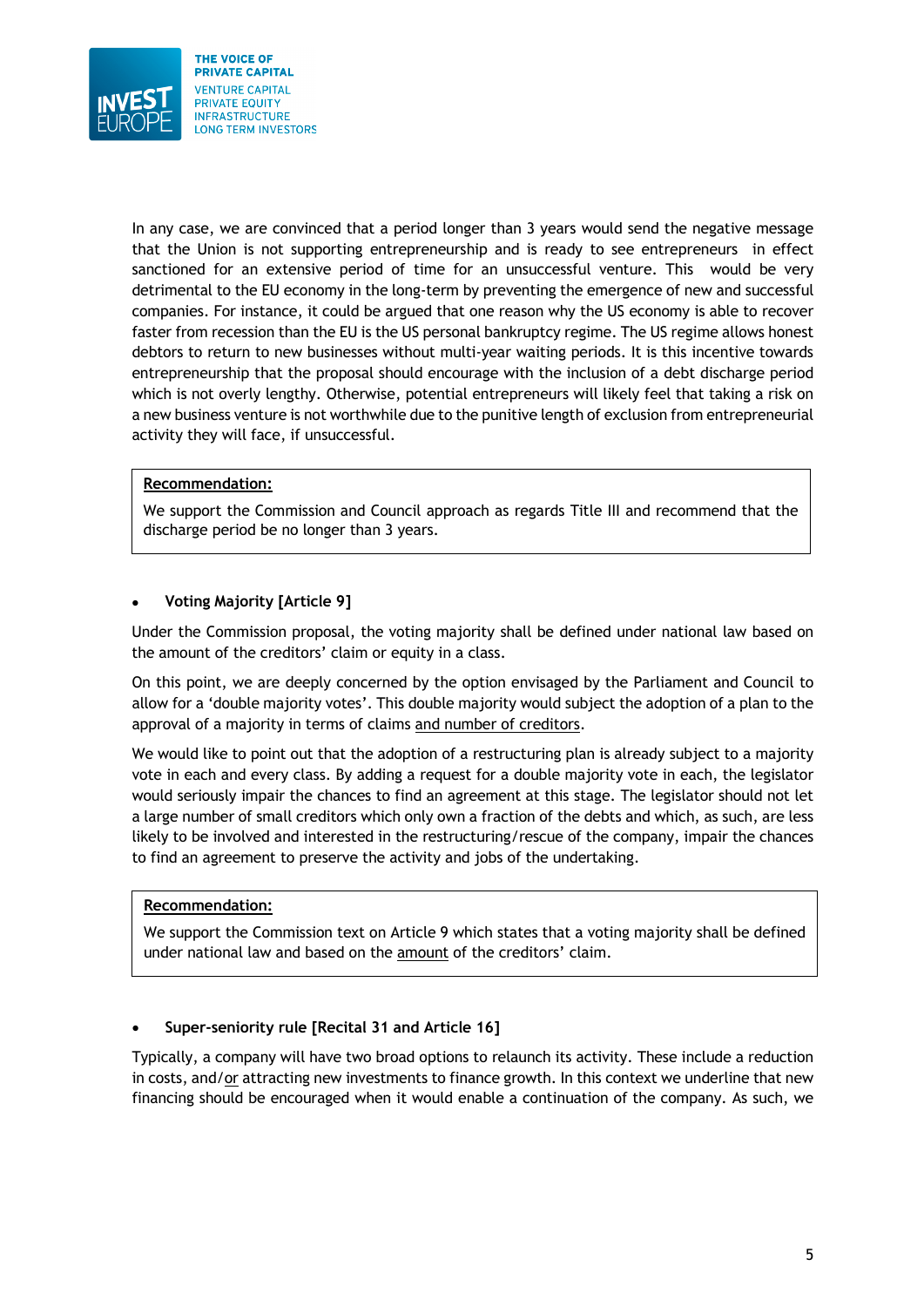In any case, we are convinced that a period longer than 3 years would send the negative message that the Union is not supporting entrepreneurship and is ready to see entrepreneurs in effect sanctioned for an extensive period of time for an unsuccessful venture. This would be very detrimental to the EU economy in the long-term by preventing the emergence of new and successful companies. For instance, it could be argued that one reason why the US economy is able to recover faster from recession than the EU is the US personal bankruptcy regime. The US regime allows honest debtors to return to new businesses without multi-year waiting periods. It is this incentive towards entrepreneurship that the proposal should encourage with the inclusion of a debt discharge period which is not overly lengthy. Otherwise, potential entrepreneurs will likely feel that taking a risk on a new business venture is not worthwhile due to the punitive length of exclusion from entrepreneurial activity they will face, if unsuccessful.

> **Recommendation:**
>
> We support the Commission and Council approach as regards Title III and recommend that the discharge period be no longer than 3 years.

- **Voting Majority [Article 9]**

Under the Commission proposal, the voting majority shall be defined under national law based on the amount of the creditors' claim or equity in a class.

On this point, we are deeply concerned by the option envisaged by the Parliament and Council to allow for a 'double majority votes'. This double majority would subject the adoption of a plan to the approval of a majority in terms of claims and number of creditors.

We would like to point out that the adoption of a restructuring plan is already subject to a majority vote in each and every class. By adding a request for a double majority vote in each, the legislator would seriously impair the chances to find an agreement at this stage. The legislator should not let a large number of small creditors which only own a fraction of the debts and which, as such, are less likely to be involved and interested in the restructuring/rescue of the company, impair the chances to find an agreement to preserve the activity and jobs of the undertaking.

> **Recommendation:**
>
> We support the Commission text on Article 9 which states that a voting majority shall be defined under national law and based on the amount of the creditors' claim.

- **Super-seniority rule [Recital 31 and Article 16]**

Typically, a company will have two broad options to relaunch its activity. These include a reduction in costs, and/or attracting new investments to finance growth. In this context we underline that new financing should be encouraged when it would enable a continuation of the company. As such, we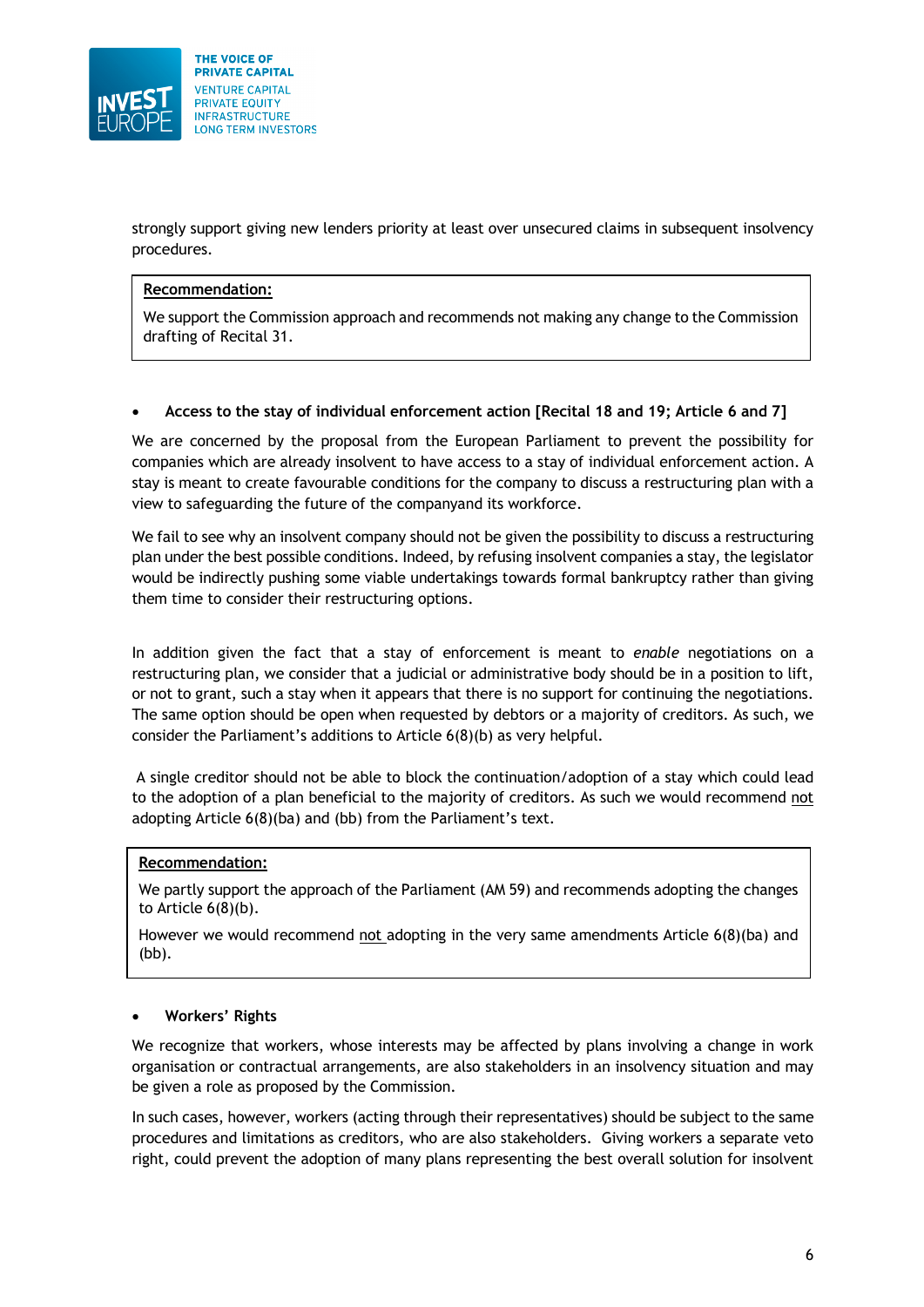strongly support giving new lenders priority at least over unsecured claims in subsequent insolvency procedures.

> **Recommendation:**
>
> We support the Commission approach and recommends not making any change to the Commission drafting of Recital 31.

- **Access to the stay of individual enforcement action [Recital 18 and 19; Article 6 and 7]**

We are concerned by the proposal from the European Parliament to prevent the possibility for companies which are already insolvent to have access to a stay of individual enforcement action. A stay is meant to create favourable conditions for the company to discuss a restructuring plan with a view to safeguarding the future of the companyand its workforce.

We fail to see why an insolvent company should not be given the possibility to discuss a restructuring plan under the best possible conditions. Indeed, by refusing insolvent companies a stay, the legislator would be indirectly pushing some viable undertakings towards formal bankruptcy rather than giving them time to consider their restructuring options.

In addition given the fact that a stay of enforcement is meant to *enable* negotiations on a restructuring plan, we consider that a judicial or administrative body should be in a position to lift, or not to grant, such a stay when it appears that there is no support for continuing the negotiations. The same option should be open when requested by debtors or a majority of creditors. As such, we consider the Parliament's additions to Article 6(8)(b) as very helpful.

A single creditor should not be able to block the continuation/adoption of a stay which could lead to the adoption of a plan beneficial to the majority of creditors. As such we would recommend <u>not</u> adopting Article 6(8)(ba) and (bb) from the Parliament's text.

> **Recommendation:**
>
> We partly support the approach of the Parliament (AM 59) and recommends adopting the changes to Article 6(8)(b).
>
> However we would recommend <u>not</u> adopting in the very same amendments Article 6(8)(ba) and (bb).

- **Workers' Rights**

We recognize that workers, whose interests may be affected by plans involving a change in work organisation or contractual arrangements, are also stakeholders in an insolvency situation and may be given a role as proposed by the Commission.

In such cases, however, workers (acting through their representatives) should be subject to the same procedures and limitations as creditors, who are also stakeholders. Giving workers a separate veto right, could prevent the adoption of many plans representing the best overall solution for insolvent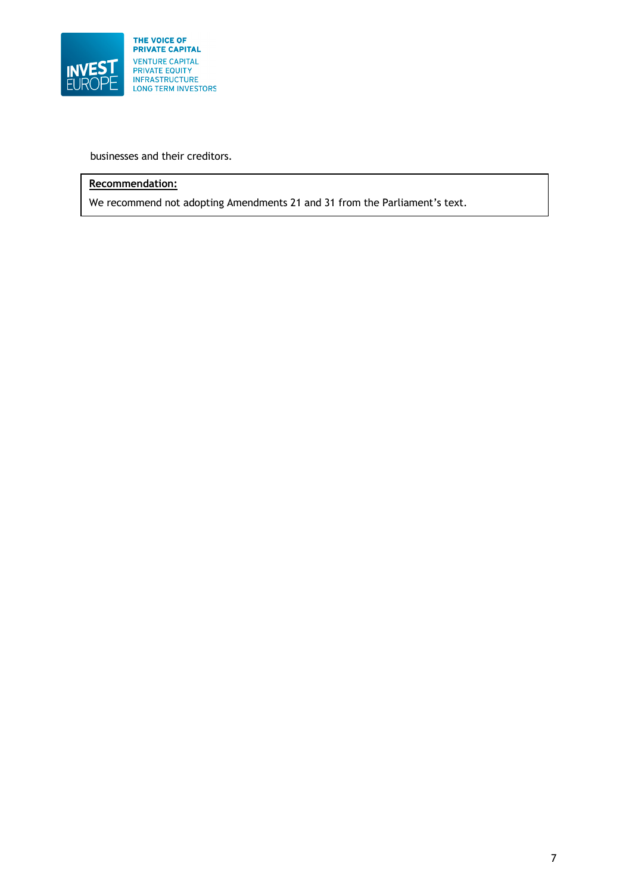businesses and their creditors.

**Recommendation:**

We recommend not adopting Amendments 21 and 31 from the Parliament's text.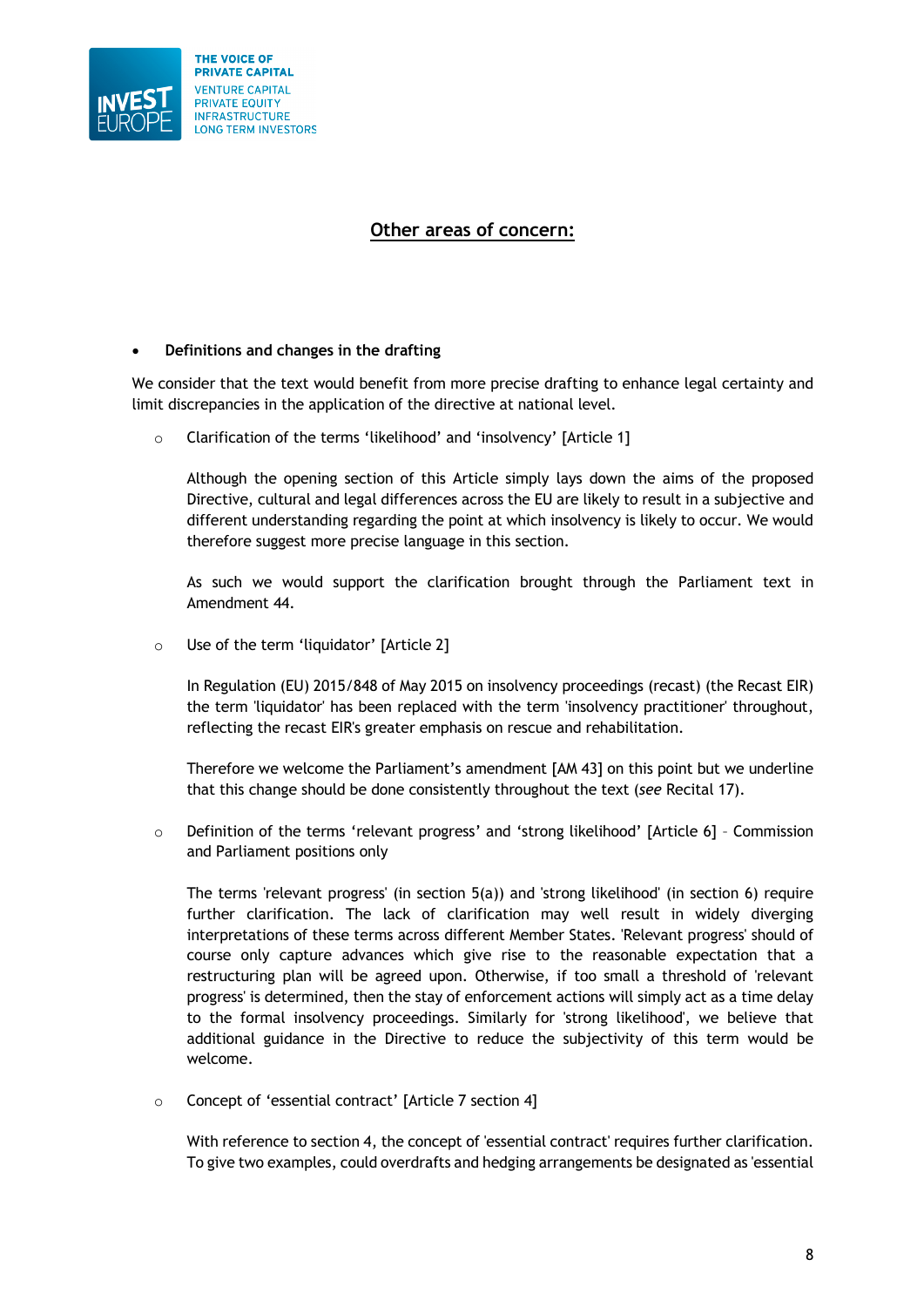## Other areas of concern:

- **Definitions and changes in the drafting**

We consider that the text would benefit from more precise drafting to enhance legal certainty and limit discrepancies in the application of the directive at national level.

- Clarification of the terms 'likelihood' and 'insolvency' [Article 1]

  Although the opening section of this Article simply lays down the aims of the proposed Directive, cultural and legal differences across the EU are likely to result in a subjective and different understanding regarding the point at which insolvency is likely to occur. We would therefore suggest more precise language in this section.

  As such we would support the clarification brought through the Parliament text in Amendment 44.

- Use of the term 'liquidator' [Article 2]

  In Regulation (EU) 2015/848 of May 2015 on insolvency proceedings (recast) (the Recast EIR) the term 'liquidator' has been replaced with the term 'insolvency practitioner' throughout, reflecting the recast EIR's greater emphasis on rescue and rehabilitation.

  Therefore we welcome the Parliament's amendment [AM 43] on this point but we underline that this change should be done consistently throughout the text (*see* Recital 17).

- Definition of the terms 'relevant progress' and 'strong likelihood' [Article 6] – Commission and Parliament positions only

  The terms 'relevant progress' (in section 5(a)) and 'strong likelihood' (in section 6) require further clarification. The lack of clarification may well result in widely diverging interpretations of these terms across different Member States. 'Relevant progress' should of course only capture advances which give rise to the reasonable expectation that a restructuring plan will be agreed upon. Otherwise, if too small a threshold of 'relevant progress' is determined, then the stay of enforcement actions will simply act as a time delay to the formal insolvency proceedings. Similarly for 'strong likelihood', we believe that additional guidance in the Directive to reduce the subjectivity of this term would be welcome.

- Concept of 'essential contract' [Article 7 section 4]

  With reference to section 4, the concept of 'essential contract' requires further clarification. To give two examples, could overdrafts and hedging arrangements be designated as 'essential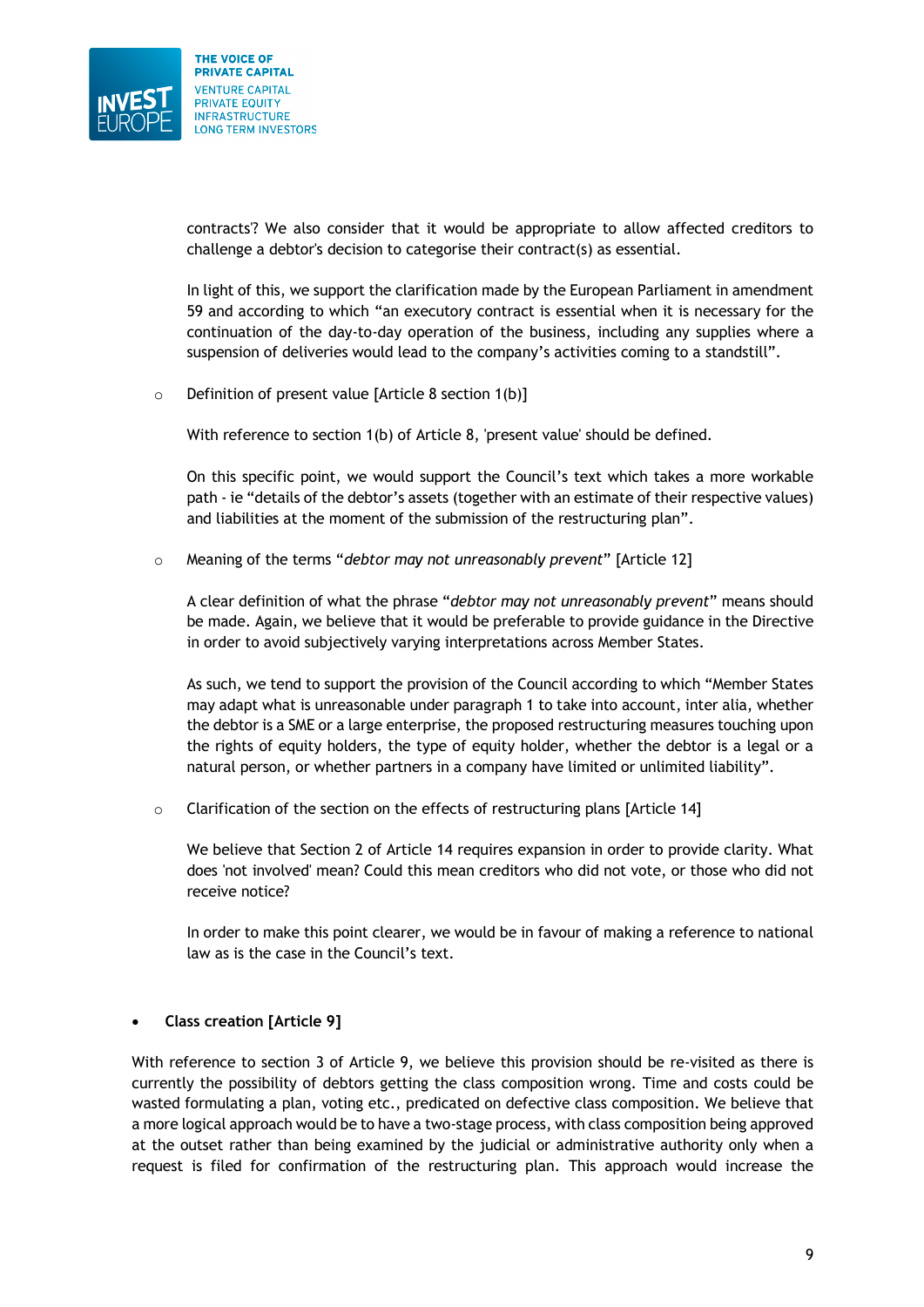contracts'? We also consider that it would be appropriate to allow affected creditors to challenge a debtor's decision to categorise their contract(s) as essential.

In light of this, we support the clarification made by the European Parliament in amendment 59 and according to which "an executory contract is essential when it is necessary for the continuation of the day-to-day operation of the business, including any supplies where a suspension of deliveries would lead to the company's activities coming to a standstill".

- Definition of present value [Article 8 section 1(b)]

  With reference to section 1(b) of Article 8, 'present value' should be defined.

  On this specific point, we would support the Council's text which takes a more workable path - ie "details of the debtor's assets (together with an estimate of their respective values) and liabilities at the moment of the submission of the restructuring plan".

- Meaning of the terms "*debtor may not unreasonably prevent*" [Article 12]

  A clear definition of what the phrase "*debtor may not unreasonably prevent*" means should be made. Again, we believe that it would be preferable to provide guidance in the Directive in order to avoid subjectively varying interpretations across Member States.

  As such, we tend to support the provision of the Council according to which "Member States may adapt what is unreasonable under paragraph 1 to take into account, inter alia, whether the debtor is a SME or a large enterprise, the proposed restructuring measures touching upon the rights of equity holders, the type of equity holder, whether the debtor is a legal or a natural person, or whether partners in a company have limited or unlimited liability".

- Clarification of the section on the effects of restructuring plans [Article 14]

  We believe that Section 2 of Article 14 requires expansion in order to provide clarity. What does 'not involved' mean? Could this mean creditors who did not vote, or those who did not receive notice?

  In order to make this point clearer, we would be in favour of making a reference to national law as is the case in the Council's text.

- **Class creation [Article 9]**

With reference to section 3 of Article 9, we believe this provision should be re-visited as there is currently the possibility of debtors getting the class composition wrong. Time and costs could be wasted formulating a plan, voting etc., predicated on defective class composition. We believe that a more logical approach would be to have a two-stage process, with class composition being approved at the outset rather than being examined by the judicial or administrative authority only when a request is filed for confirmation of the restructuring plan. This approach would increase the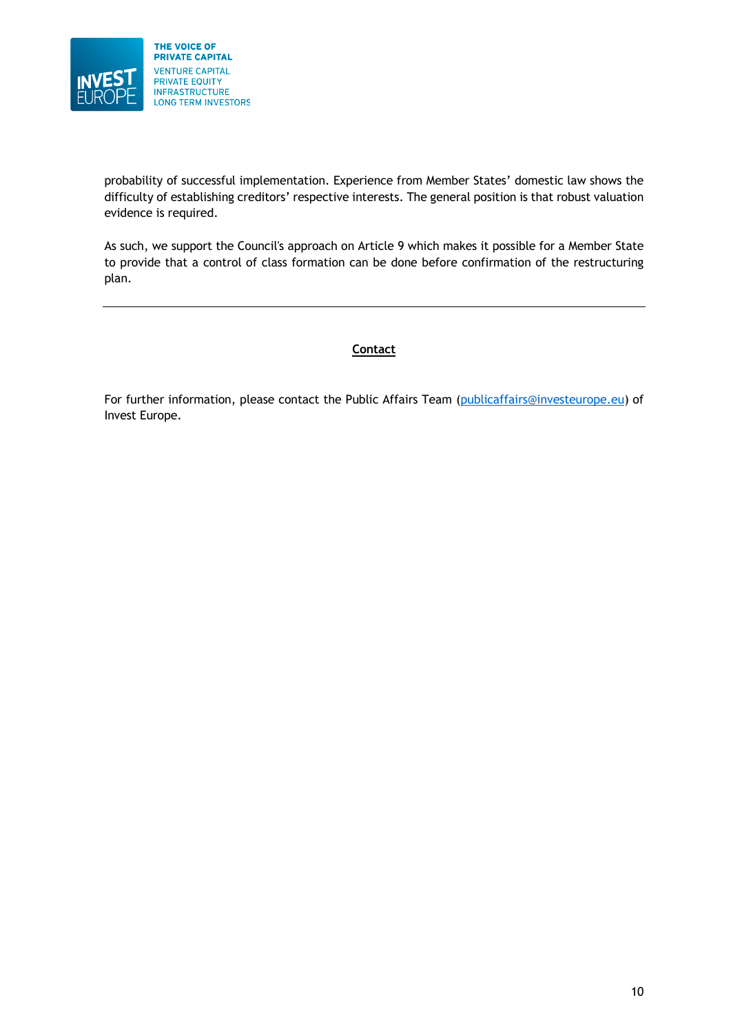probability of successful implementation. Experience from Member States' domestic law shows the difficulty of establishing creditors' respective interests. The general position is that robust valuation evidence is required.

As such, we support the Council's approach on Article 9 which makes it possible for a Member State to provide that a control of class formation can be done before confirmation of the restructuring plan.

---

**Contact**

For further information, please contact the Public Affairs Team (publicaffairs@investeurope.eu) of Invest Europe.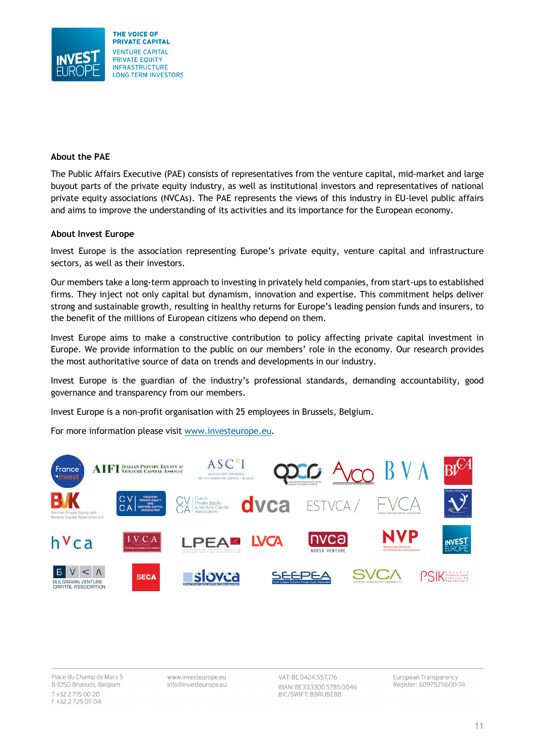### About the PAE

The Public Affairs Executive (PAE) consists of representatives from the venture capital, mid-market and large buyout parts of the private equity industry, as well as institutional investors and representatives of national private equity associations (NVCAs). The PAE represents the views of this industry in EU-level public affairs and aims to improve the understanding of its activities and its importance for the European economy.

### About Invest Europe

Invest Europe is the association representing Europe's private equity, venture capital and infrastructure sectors, as well as their investors.

Our members take a long-term approach to investing in privately held companies, from start-ups to established firms. They inject not only capital but dynamism, innovation and expertise. This commitment helps deliver strong and sustainable growth, resulting in healthy returns for Europe's leading pension funds and insurers, to the benefit of the millions of European citizens who depend on them.

Invest Europe aims to make a constructive contribution to policy affecting private capital investment in Europe. We provide information to the public on our members' role in the economy. Our research provides the most authoritative source of data on trends and developments in our industry.

Invest Europe is the guardian of the industry's professional standards, demanding accountability, good governance and transparency from our members.

Invest Europe is a non-profit organisation with 25 employees in Brussels, Belgium.

For more information please visit [www.investeurope.eu](http://www.investeurope.eu).

Place du Champ de Mars 5
B-1050 Brussels, Belgium
T +32 2 715 00 20
F +32 2 725 07 04

www.investeurope.eu
info@investeurope.eu

VAT: BE 0424.557.716
IBAN: BE33 3300 5785 0046
BIC/SWIFT: BBRUBEBB

European Transparency Register: 60975211600-74